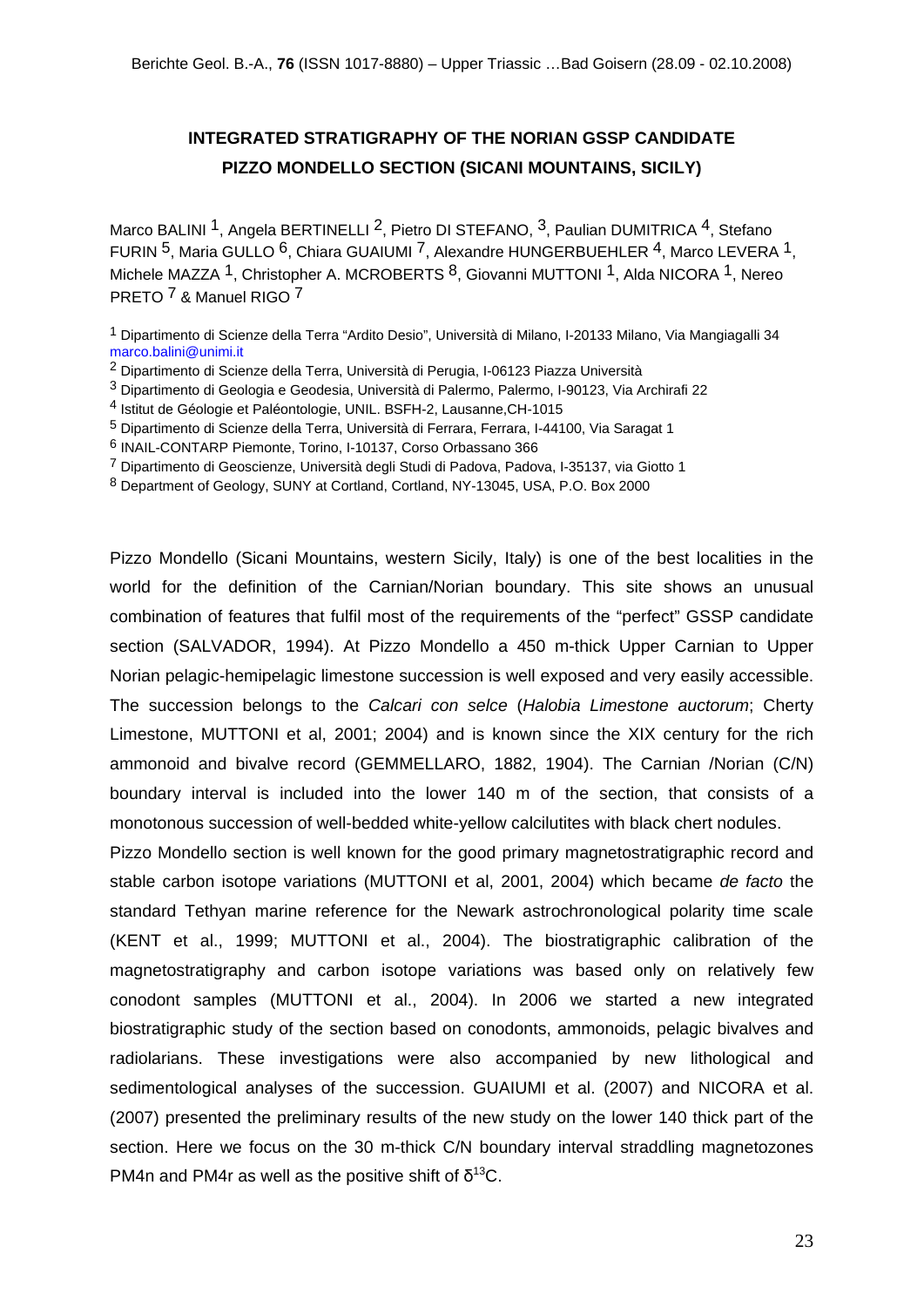# INTEGRATED STRATIGRAPHY OF THE NORIAN GSSP CANDIDATE PIZZO MONDELLO SECTION (SICANI MOUNTAINS, SICILY)

Marco BALINI [1], Angela BERTINELLI [2], Pietro DI STEFANO, [3], Paulian DUMITRICA [4], Stefano FURIN [5], Maria GULLO [6], Chiara GUAIUMI [7], Alexandre HUNGERBUEHLER [4], Marco LEVERA [1], Michele MAZZA [1], Christopher A. MCROBERTS [8], Giovanni MUTTONI [1], Alda NICORA [1], Nereo PRETO [7] & Manuel RIGO [7]

[1] Dipartimento di Scienze della Terra "Ardito Desio", Università di Milano, I-20133 Milano, Via Mangiagalli 34 marco.balini@unimi.it

[2] Dipartimento di Scienze della Terra, Università di Perugia, I-06123 Piazza Università

[3] Dipartimento di Geologia e Geodesia, Università di Palermo, Palermo, I-90123, Via Archirafi 22

[4] Istitut de Géologie et Paléontologie, UNIL. BSFH-2, Lausanne,CH-1015

[5] Dipartimento di Scienze della Terra, Università di Ferrara, Ferrara, I-44100, Via Saragat 1

[6] INAIL-CONTARP Piemonte, Torino, I-10137, Corso Orbassano 366

[7] Dipartimento di Geoscienze, Università degli Studi di Padova, Padova, I-35137, via Giotto 1

[8] Department of Geology, SUNY at Cortland, Cortland, NY-13045, USA, P.O. Box 2000

Pizzo Mondello (Sicani Mountains, western Sicily, Italy) is one of the best localities in the world for the definition of the Carnian/Norian boundary. This site shows an unusual combination of features that fulfil most of the requirements of the "perfect" GSSP candidate section (SALVADOR, 1994). At Pizzo Mondello a 450 m-thick Upper Carnian to Upper Norian pelagic-hemipelagic limestone succession is well exposed and very easily accessible. The succession belongs to the *Calcari con selce* (*Halobia Limestone auctorum*; Cherty Limestone, MUTTONI et al, 2001; 2004) and is known since the XIX century for the rich ammonoid and bivalve record (GEMMELLARO, 1882, 1904). The Carnian /Norian (C/N) boundary interval is included into the lower 140 m of the section, that consists of a monotonous succession of well-bedded white-yellow calcilutites with black chert nodules.

Pizzo Mondello section is well known for the good primary magnetostratigraphic record and stable carbon isotope variations (MUTTONI et al, 2001, 2004) which became *de facto* the standard Tethyan marine reference for the Newark astrochronological polarity time scale (KENT et al., 1999; MUTTONI et al., 2004). The biostratigraphic calibration of the magnetostratigraphy and carbon isotope variations was based only on relatively few conodont samples (MUTTONI et al., 2004). In 2006 we started a new integrated biostratigraphic study of the section based on conodonts, ammonoids, pelagic bivalves and radiolarians. These investigations were also accompanied by new lithological and sedimentological analyses of the succession. GUAIUMI et al. (2007) and NICORA et al. (2007) presented the preliminary results of the new study on the lower 140 thick part of the section. Here we focus on the 30 m-thick C/N boundary interval straddling magnetozones PM4n and PM4r as well as the positive shift of $\delta^{13}C$.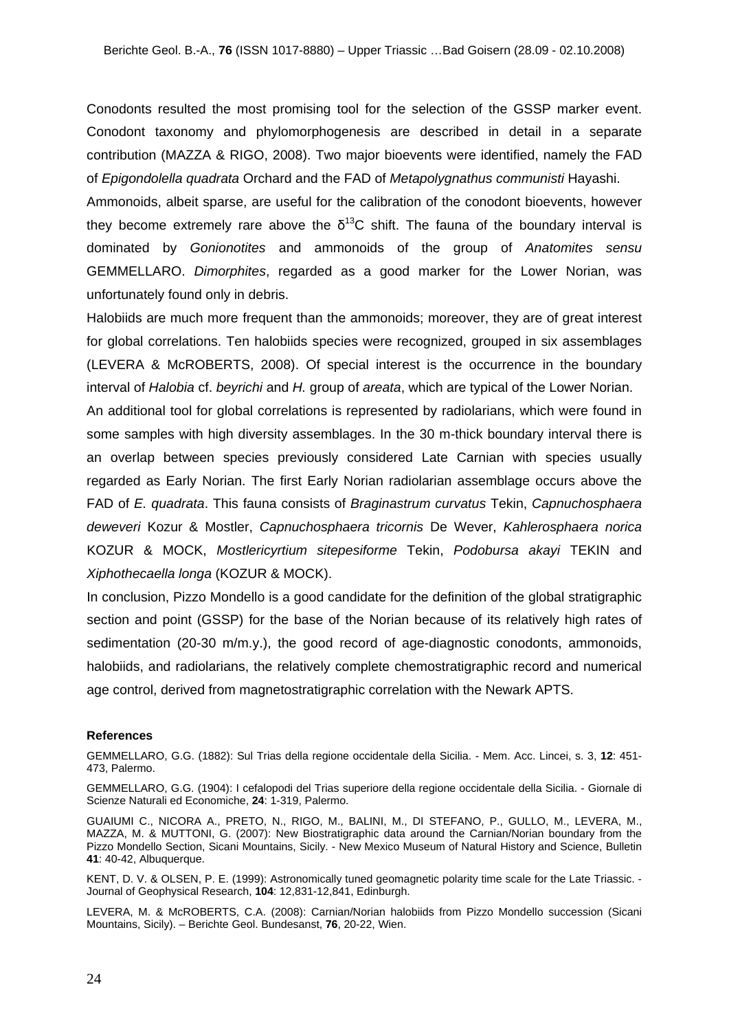Conodonts resulted the most promising tool for the selection of the GSSP marker event. Conodont taxonomy and phylomorphogenesis are described in detail in a separate contribution (MAZZA & RIGO, 2008). Two major bioevents were identified, namely the FAD of *Epigondolella quadrata* Orchard and the FAD of *Metapolygnathus communisti* Hayashi.

Ammonoids, albeit sparse, are useful for the calibration of the conodont bioevents, however they become extremely rare above the $\delta^{13}C$ shift. The fauna of the boundary interval is dominated by *Gonionotites* and ammonoids of the group of *Anatomites sensu* GEMMELLARO. *Dimorphites*, regarded as a good marker for the Lower Norian, was unfortunately found only in debris.

Halobiids are much more frequent than the ammonoids; moreover, they are of great interest for global correlations. Ten halobiids species were recognized, grouped in six assemblages (LEVERA & McROBERTS, 2008). Of special interest is the occurrence in the boundary interval of *Halobia* cf. *beyrichi* and *H.* group of *areata*, which are typical of the Lower Norian.

An additional tool for global correlations is represented by radiolarians, which were found in some samples with high diversity assemblages. In the 30 m-thick boundary interval there is an overlap between species previously considered Late Carnian with species usually regarded as Early Norian. The first Early Norian radiolarian assemblage occurs above the FAD of *E. quadrata*. This fauna consists of *Braginastrum curvatus* Tekin, *Capnuchosphaera deweveri* Kozur & Mostler, *Capnuchosphaera tricornis* De Wever, *Kahlerosphaera norica* KOZUR & MOCK, *Mostlericyrtium sitepesiforme* Tekin, *Podobursa akayi* TEKIN and *Xiphothecaella longa* (KOZUR & MOCK).

In conclusion, Pizzo Mondello is a good candidate for the definition of the global stratigraphic section and point (GSSP) for the base of the Norian because of its relatively high rates of sedimentation (20-30 m/m.y.), the good record of age-diagnostic conodonts, ammonoids, halobiids, and radiolarians, the relatively complete chemostratigraphic record and numerical age control, derived from magnetostratigraphic correlation with the Newark APTS.

#### References

GEMMELLARO, G.G. (1882): Sul Trias della regione occidentale della Sicilia. - Mem. Acc. Lincei, s. 3, **12**: 451-473, Palermo.

GEMMELLARO, G.G. (1904): I cefalopodi del Trias superiore della regione occidentale della Sicilia. - Giornale di Scienze Naturali ed Economiche, **24**: 1-319, Palermo.

GUAIUMI C., NICORA A., PRETO, N., RIGO, M., BALINI, M., DI STEFANO, P., GULLO, M., LEVERA, M., MAZZA, M. & MUTTONI, G. (2007): New Biostratigraphic data around the Carnian/Norian boundary from the Pizzo Mondello Section, Sicani Mountains, Sicily. - New Mexico Museum of Natural History and Science, Bulletin **41**: 40-42, Albuquerque.

KENT, D. V. & OLSEN, P. E. (1999): Astronomically tuned geomagnetic polarity time scale for the Late Triassic. - Journal of Geophysical Research, **104**: 12,831-12,841, Edinburgh.

LEVERA, M. & McROBERTS, C.A. (2008): Carnian/Norian halobiids from Pizzo Mondello succession (Sicani Mountains, Sicily). – Berichte Geol. Bundesanst, **76**, 20-22, Wien.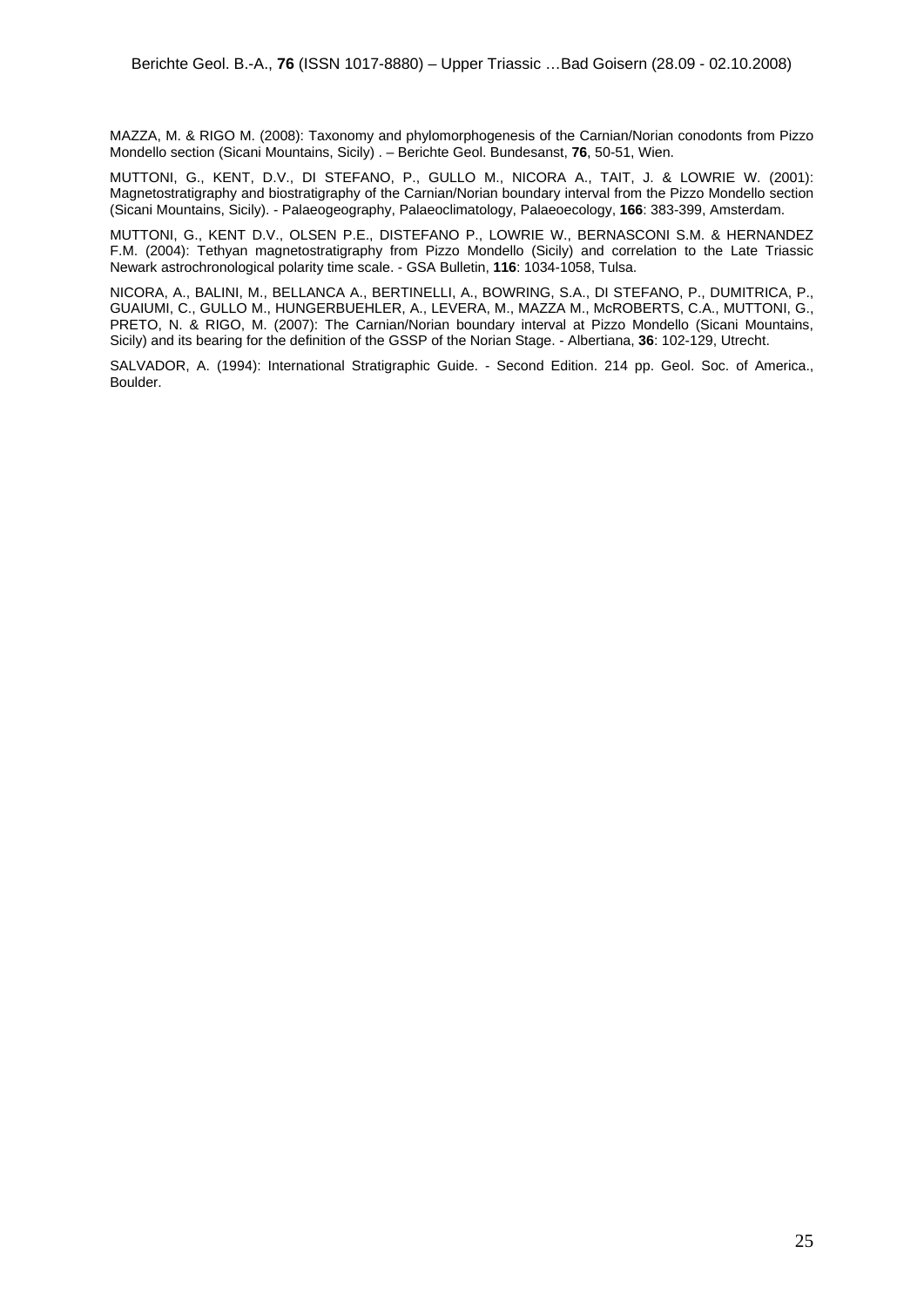MAZZA, M. & RIGO M. (2008): Taxonomy and phylomorphogenesis of the Carnian/Norian conodonts from Pizzo Mondello section (Sicani Mountains, Sicily) . – Berichte Geol. Bundesanst, **76**, 50-51, Wien.

MUTTONI, G., KENT, D.V., DI STEFANO, P., GULLO M., NICORA A., TAIT, J. & LOWRIE W. (2001): Magnetostratigraphy and biostratigraphy of the Carnian/Norian boundary interval from the Pizzo Mondello section (Sicani Mountains, Sicily). - Palaeogeography, Palaeoclimatology, Palaeoecology, **166**: 383-399, Amsterdam.

MUTTONI, G., KENT D.V., OLSEN P.E., DISTEFANO P., LOWRIE W., BERNASCONI S.M. & HERNANDEZ F.M. (2004): Tethyan magnetostratigraphy from Pizzo Mondello (Sicily) and correlation to the Late Triassic Newark astrochronological polarity time scale. - GSA Bulletin, **116**: 1034-1058, Tulsa.

NICORA, A., BALINI, M., BELLANCA A., BERTINELLI, A., BOWRING, S.A., DI STEFANO, P., DUMITRICA, P., GUAIUMI, C., GULLO M., HUNGERBUEHLER, A., LEVERA, M., MAZZA M., McROBERTS, C.A., MUTTONI, G., PRETO, N. & RIGO, M. (2007): The Carnian/Norian boundary interval at Pizzo Mondello (Sicani Mountains, Sicily) and its bearing for the definition of the GSSP of the Norian Stage. - Albertiana, **36**: 102-129, Utrecht.

SALVADOR, A. (1994): International Stratigraphic Guide. - Second Edition. 214 pp. Geol. Soc. of America., Boulder.